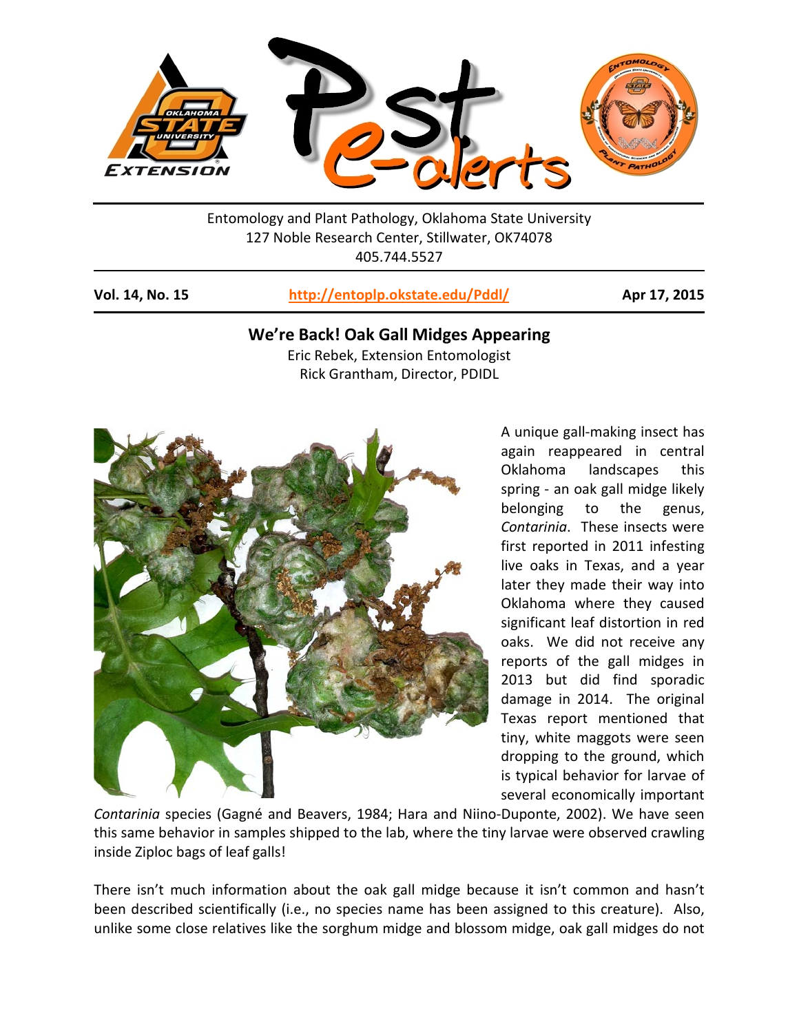Entomology and Plant Pathology, Oklahoma State University
127 Noble Research Center, Stillwater, OK74078
405.744.5527

**Vol. 14, No. 15** | **http://entoplp.okstate.edu/Pddl/** | **Apr 17, 2015**

# We're Back! Oak Gall Midges Appearing

Eric Rebek, Extension Entomologist
Rick Grantham, Director, PDIDL

A unique gall-making insect has again reappeared in central Oklahoma landscapes this spring - an oak gall midge likely belonging to the genus, *Contarinia*. These insects were first reported in 2011 infesting live oaks in Texas, and a year later they made their way into Oklahoma where they caused significant leaf distortion in red oaks. We did not receive any reports of the gall midges in 2013 but did find sporadic damage in 2014. The original Texas report mentioned that tiny, white maggots were seen dropping to the ground, which is typical behavior for larvae of several economically important *Contarinia* species (Gagné and Beavers, 1984; Hara and Niino-Duponte, 2002). We have seen this same behavior in samples shipped to the lab, where the tiny larvae were observed crawling inside Ziploc bags of leaf galls!

There isn't much information about the oak gall midge because it isn't common and hasn't been described scientifically (i.e., no species name has been assigned to this creature). Also, unlike some close relatives like the sorghum midge and blossom midge, oak gall midges do not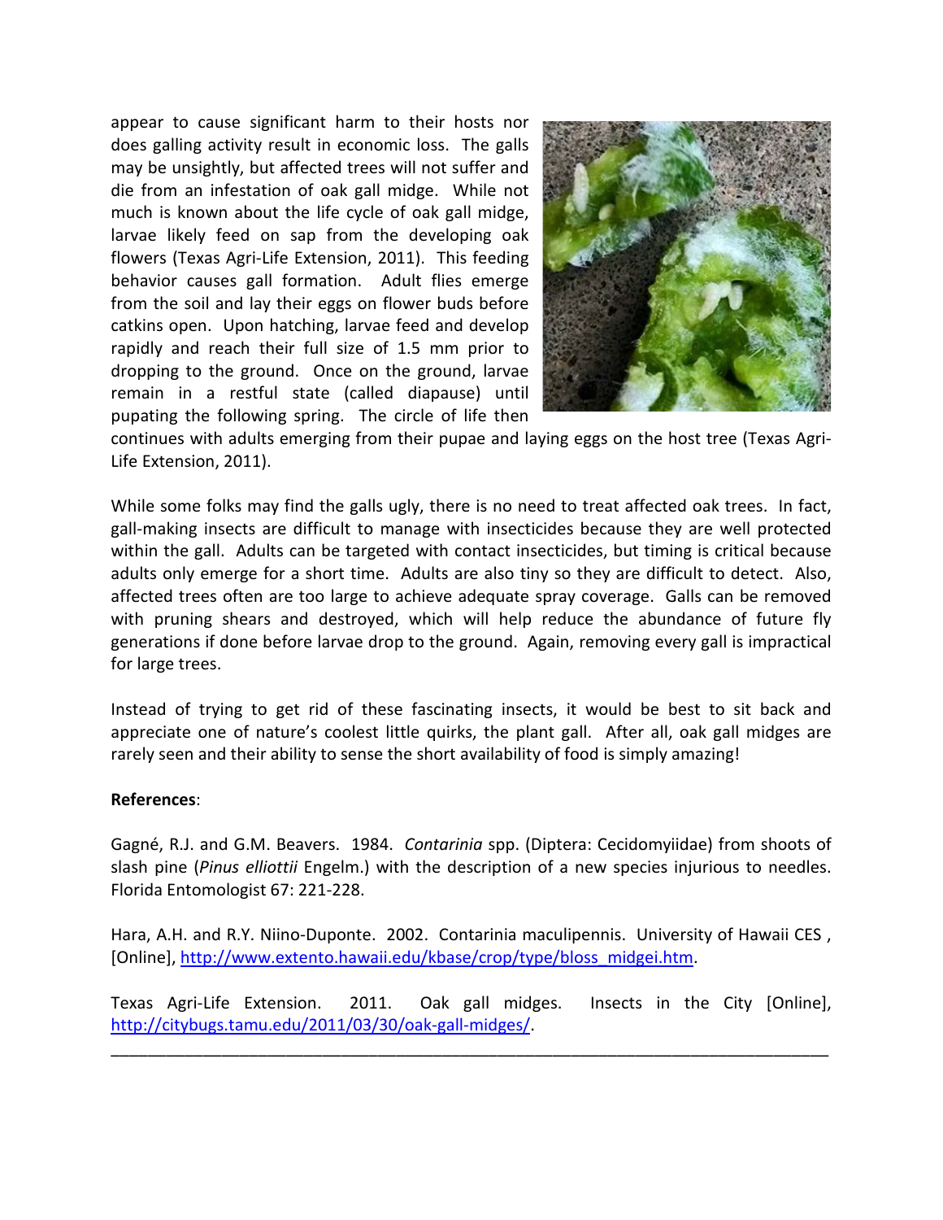appear to cause significant harm to their hosts nor does galling activity result in economic loss. The galls may be unsightly, but affected trees will not suffer and die from an infestation of oak gall midge. While not much is known about the life cycle of oak gall midge, larvae likely feed on sap from the developing oak flowers (Texas Agri-Life Extension, 2011). This feeding behavior causes gall formation. Adult flies emerge from the soil and lay their eggs on flower buds before catkins open. Upon hatching, larvae feed and develop rapidly and reach their full size of 1.5 mm prior to dropping to the ground. Once on the ground, larvae remain in a restful state (called diapause) until pupating the following spring. The circle of life then continues with adults emerging from their pupae and laying eggs on the host tree (Texas Agri-Life Extension, 2011).

While some folks may find the galls ugly, there is no need to treat affected oak trees. In fact, gall-making insects are difficult to manage with insecticides because they are well protected within the gall. Adults can be targeted with contact insecticides, but timing is critical because adults only emerge for a short time. Adults are also tiny so they are difficult to detect. Also, affected trees often are too large to achieve adequate spray coverage. Galls can be removed with pruning shears and destroyed, which will help reduce the abundance of future fly generations if done before larvae drop to the ground. Again, removing every gall is impractical for large trees.

Instead of trying to get rid of these fascinating insects, it would be best to sit back and appreciate one of nature's coolest little quirks, the plant gall. After all, oak gall midges are rarely seen and their ability to sense the short availability of food is simply amazing!

**References**:

Gagné, R.J. and G.M. Beavers. 1984. *Contarinia* spp. (Diptera: Cecidomyiidae) from shoots of slash pine (*Pinus elliottii* Engelm.) with the description of a new species injurious to needles. Florida Entomologist 67: 221-228.

Hara, A.H. and R.Y. Niino-Duponte. 2002. Contarinia maculipennis. University of Hawaii CES , [Online], http://www.extento.hawaii.edu/kbase/crop/type/bloss_midgei.htm.

Texas Agri-Life Extension. 2011. Oak gall midges. Insects in the City [Online], http://citybugs.tamu.edu/2011/03/30/oak-gall-midges/.

---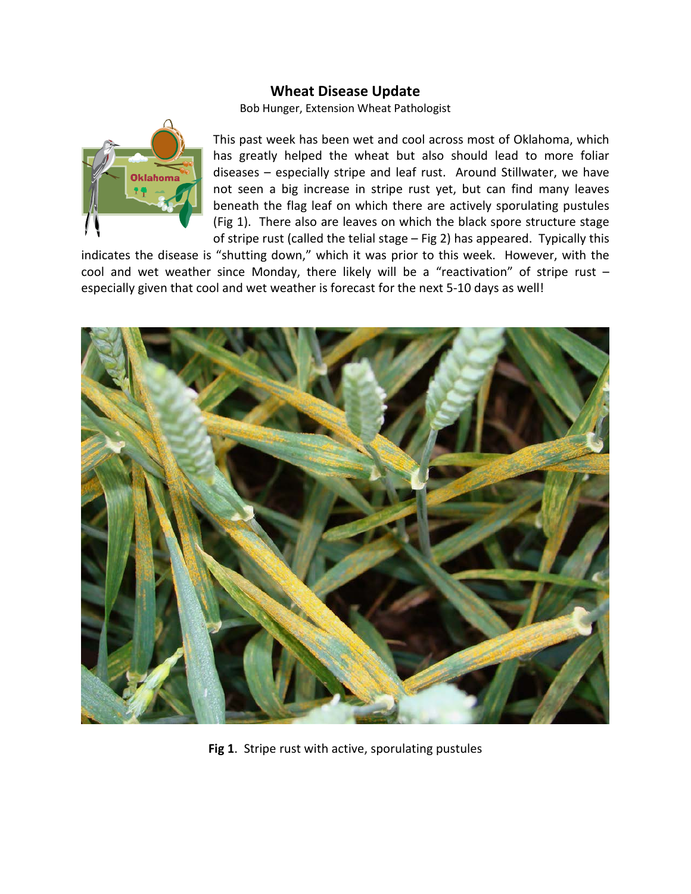# Wheat Disease Update

Bob Hunger, Extension Wheat Pathologist

This past week has been wet and cool across most of Oklahoma, which has greatly helped the wheat but also should lead to more foliar diseases – especially stripe and leaf rust. Around Stillwater, we have not seen a big increase in stripe rust yet, but can find many leaves beneath the flag leaf on which there are actively sporulating pustules (Fig 1). There also are leaves on which the black spore structure stage of stripe rust (called the telial stage – Fig 2) has appeared. Typically this indicates the disease is "shutting down," which it was prior to this week. However, with the cool and wet weather since Monday, there likely will be a "reactivation" of stripe rust – especially given that cool and wet weather is forecast for the next 5-10 days as well!

**Fig 1**. Stripe rust with active, sporulating pustules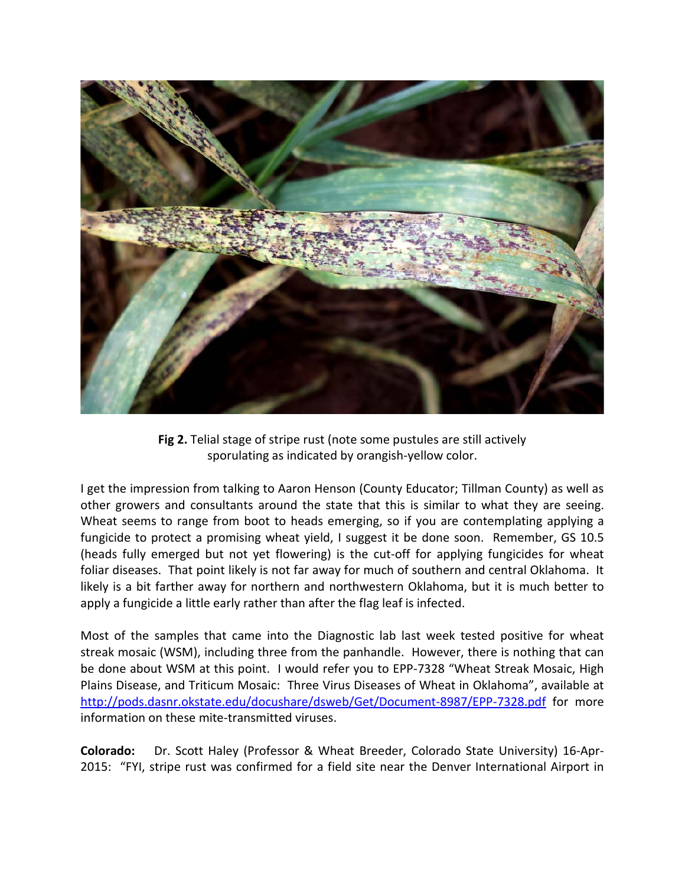**Fig 2.** Telial stage of stripe rust (note some pustules are still actively sporulating as indicated by orangish-yellow color.

I get the impression from talking to Aaron Henson (County Educator; Tillman County) as well as other growers and consultants around the state that this is similar to what they are seeing. Wheat seems to range from boot to heads emerging, so if you are contemplating applying a fungicide to protect a promising wheat yield, I suggest it be done soon. Remember, GS 10.5 (heads fully emerged but not yet flowering) is the cut-off for applying fungicides for wheat foliar diseases. That point likely is not far away for much of southern and central Oklahoma. It likely is a bit farther away for northern and northwestern Oklahoma, but it is much better to apply a fungicide a little early rather than after the flag leaf is infected.

Most of the samples that came into the Diagnostic lab last week tested positive for wheat streak mosaic (WSM), including three from the panhandle. However, there is nothing that can be done about WSM at this point. I would refer you to EPP-7328 "Wheat Streak Mosaic, High Plains Disease, and Triticum Mosaic: Three Virus Diseases of Wheat in Oklahoma", available at http://pods.dasnr.okstate.edu/docushare/dsweb/Get/Document-8987/EPP-7328.pdf for more information on these mite-transmitted viruses.

**Colorado:** Dr. Scott Haley (Professor & Wheat Breeder, Colorado State University) 16-Apr-2015: "FYI, stripe rust was confirmed for a field site near the Denver International Airport in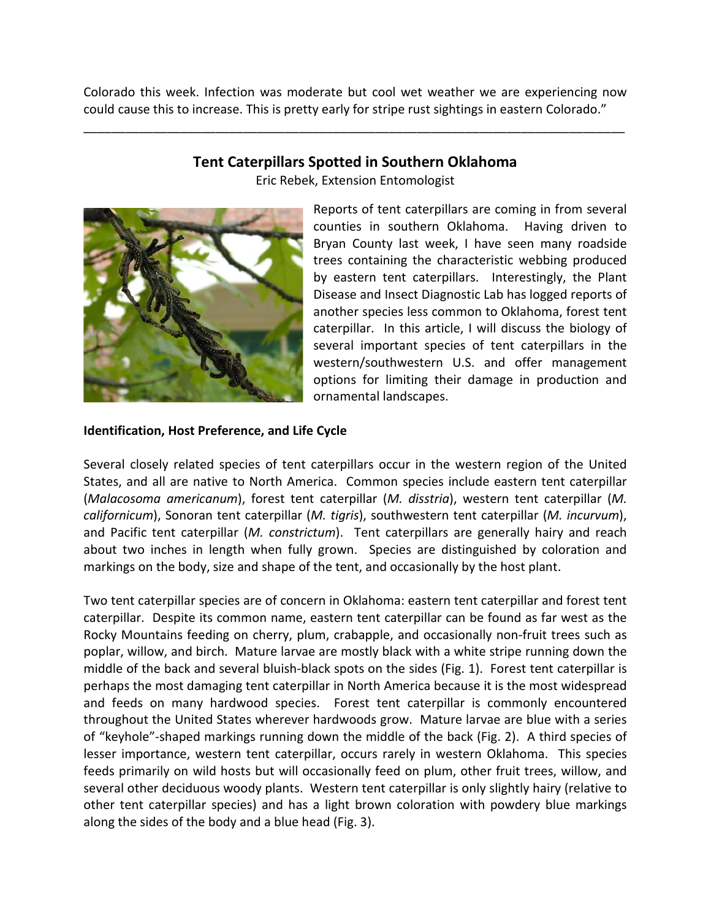Colorado this week. Infection was moderate but cool wet weather we are experiencing now could cause this to increase. This is pretty early for stripe rust sightings in eastern Colorado."

---

## Tent Caterpillars Spotted in Southern Oklahoma

Eric Rebek, Extension Entomologist

Reports of tent caterpillars are coming in from several counties in southern Oklahoma. Having driven to Bryan County last week, I have seen many roadside trees containing the characteristic webbing produced by eastern tent caterpillars. Interestingly, the Plant Disease and Insect Diagnostic Lab has logged reports of another species less common to Oklahoma, forest tent caterpillar. In this article, I will discuss the biology of several important species of tent caterpillars in the western/southwestern U.S. and offer management options for limiting their damage in production and ornamental landscapes.

**Identification, Host Preference, and Life Cycle**

Several closely related species of tent caterpillars occur in the western region of the United States, and all are native to North America. Common species include eastern tent caterpillar (*Malacosoma americanum*), forest tent caterpillar (*M. disstria*), western tent caterpillar (*M. californicum*), Sonoran tent caterpillar (*M. tigris*), southwestern tent caterpillar (*M. incurvum*), and Pacific tent caterpillar (*M. constrictum*). Tent caterpillars are generally hairy and reach about two inches in length when fully grown. Species are distinguished by coloration and markings on the body, size and shape of the tent, and occasionally by the host plant.

Two tent caterpillar species are of concern in Oklahoma: eastern tent caterpillar and forest tent caterpillar. Despite its common name, eastern tent caterpillar can be found as far west as the Rocky Mountains feeding on cherry, plum, crabapple, and occasionally non-fruit trees such as poplar, willow, and birch. Mature larvae are mostly black with a white stripe running down the middle of the back and several bluish-black spots on the sides (Fig. 1). Forest tent caterpillar is perhaps the most damaging tent caterpillar in North America because it is the most widespread and feeds on many hardwood species. Forest tent caterpillar is commonly encountered throughout the United States wherever hardwoods grow. Mature larvae are blue with a series of "keyhole"-shaped markings running down the middle of the back (Fig. 2). A third species of lesser importance, western tent caterpillar, occurs rarely in western Oklahoma. This species feeds primarily on wild hosts but will occasionally feed on plum, other fruit trees, willow, and several other deciduous woody plants. Western tent caterpillar is only slightly hairy (relative to other tent caterpillar species) and has a light brown coloration with powdery blue markings along the sides of the body and a blue head (Fig. 3).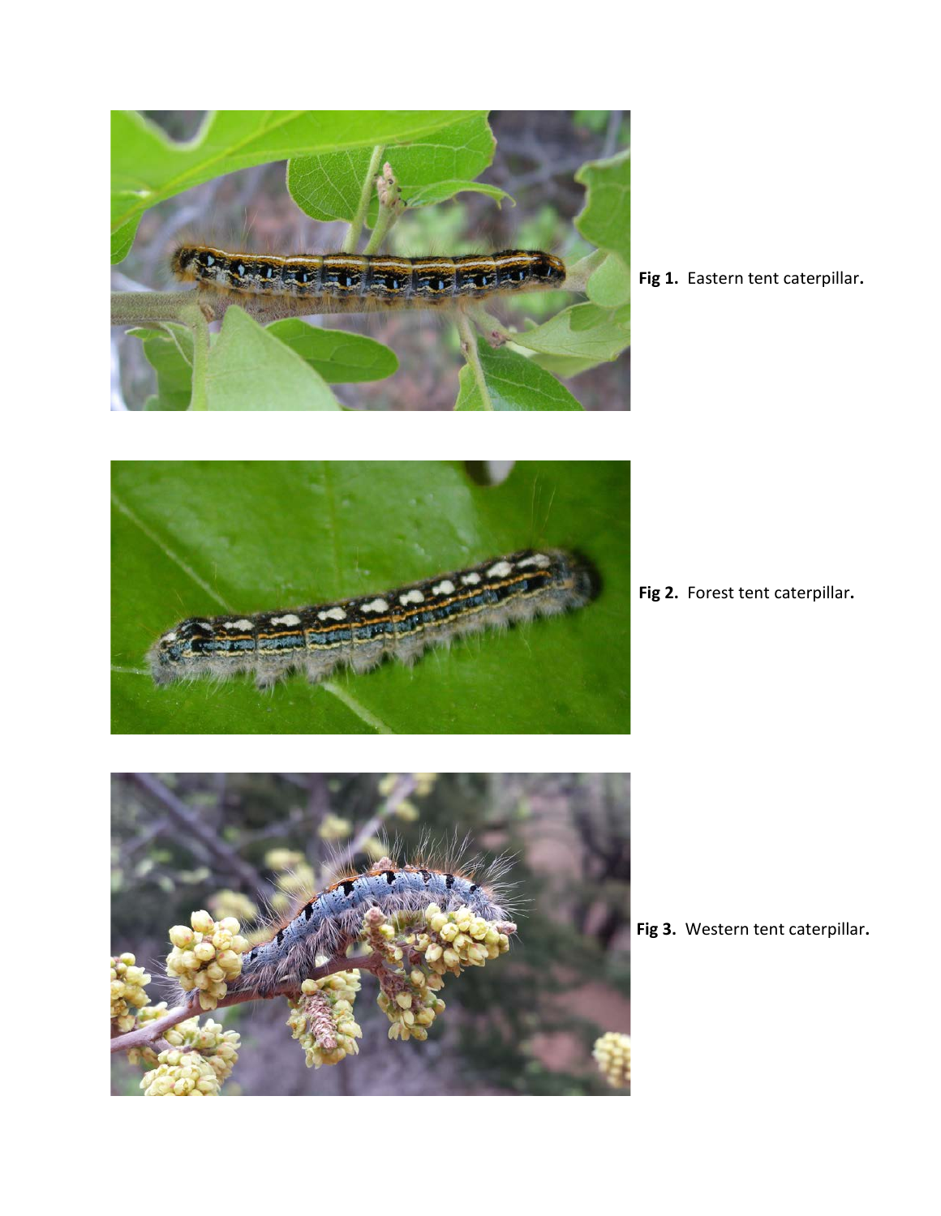**Fig 1.** Eastern tent caterpillar**.**

**Fig 2.** Forest tent caterpillar**.**

**Fig 3.** Western tent caterpillar**.**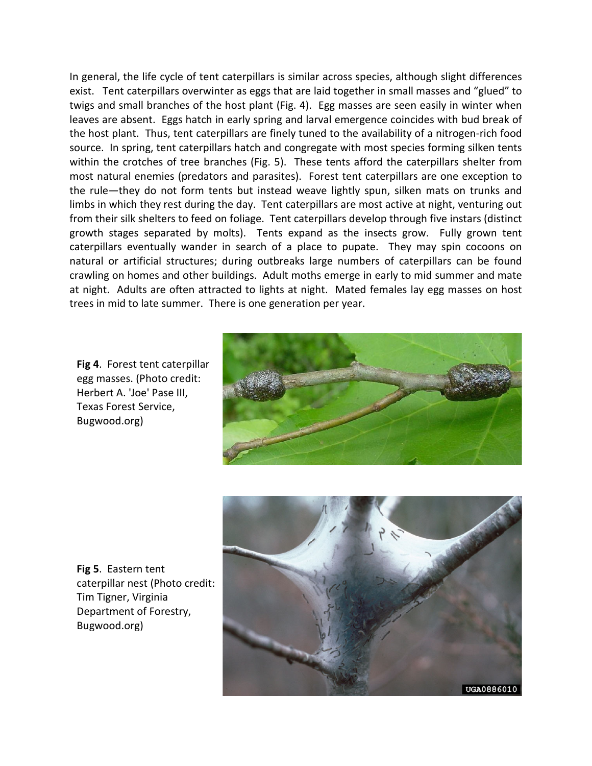In general, the life cycle of tent caterpillars is similar across species, although slight differences exist. Tent caterpillars overwinter as eggs that are laid together in small masses and "glued" to twigs and small branches of the host plant (Fig. 4). Egg masses are seen easily in winter when leaves are absent. Eggs hatch in early spring and larval emergence coincides with bud break of the host plant. Thus, tent caterpillars are finely tuned to the availability of a nitrogen-rich food source. In spring, tent caterpillars hatch and congregate with most species forming silken tents within the crotches of tree branches (Fig. 5). These tents afford the caterpillars shelter from most natural enemies (predators and parasites). Forest tent caterpillars are one exception to the rule—they do not form tents but instead weave lightly spun, silken mats on trunks and limbs in which they rest during the day. Tent caterpillars are most active at night, venturing out from their silk shelters to feed on foliage. Tent caterpillars develop through five instars (distinct growth stages separated by molts). Tents expand as the insects grow. Fully grown tent caterpillars eventually wander in search of a place to pupate. They may spin cocoons on natural or artificial structures; during outbreaks large numbers of caterpillars can be found crawling on homes and other buildings. Adult moths emerge in early to mid summer and mate at night. Adults are often attracted to lights at night. Mated females lay egg masses on host trees in mid to late summer. There is one generation per year.

**Fig 4**. Forest tent caterpillar egg masses. (Photo credit: Herbert A. 'Joe' Pase III, Texas Forest Service, Bugwood.org)

**Fig 5**. Eastern tent caterpillar nest (Photo credit: Tim Tigner, Virginia Department of Forestry, Bugwood.org)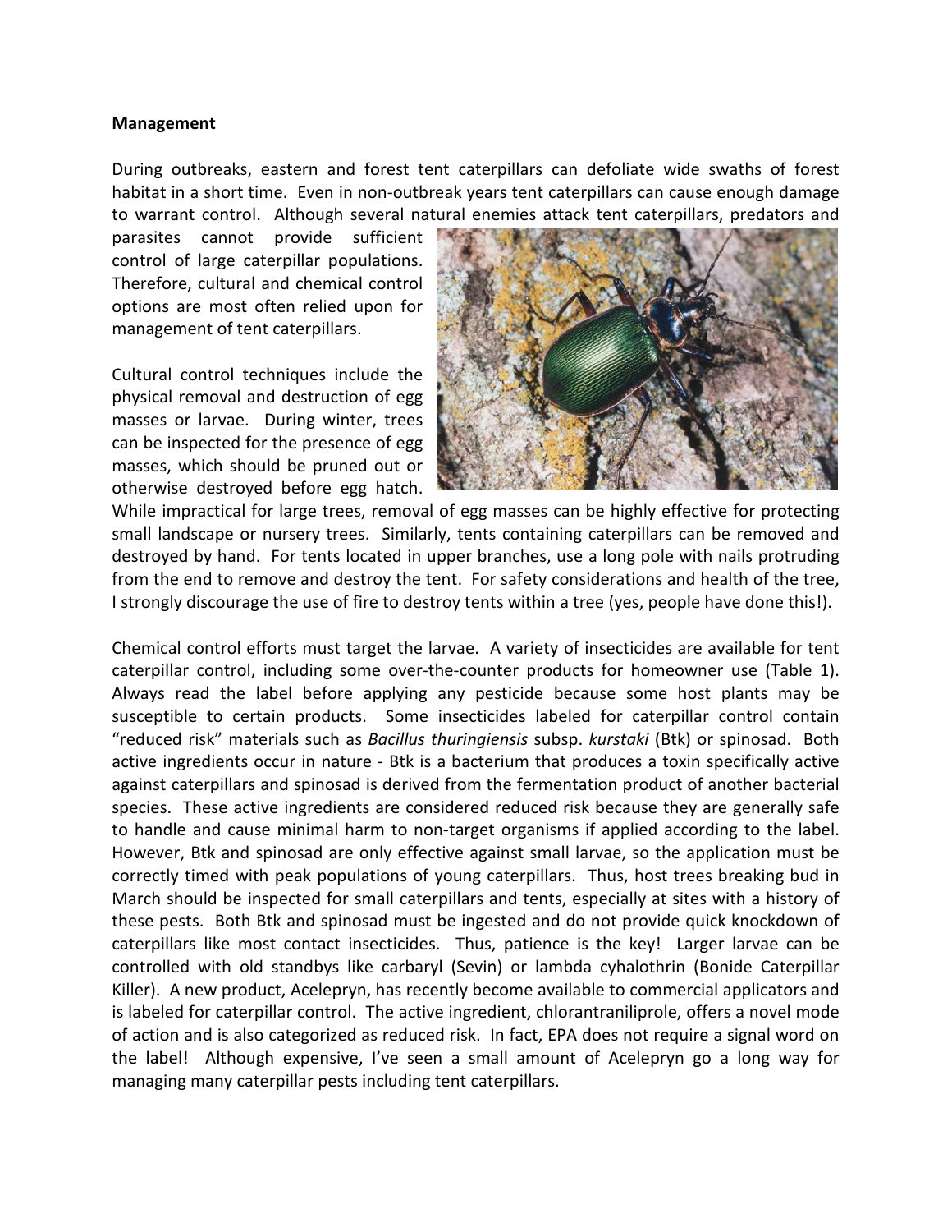**Management**

During outbreaks, eastern and forest tent caterpillars can defoliate wide swaths of forest habitat in a short time. Even in non-outbreak years tent caterpillars can cause enough damage to warrant control. Although several natural enemies attack tent caterpillars, predators and parasites cannot provide sufficient control of large caterpillar populations. Therefore, cultural and chemical control options are most often relied upon for management of tent caterpillars.

Cultural control techniques include the physical removal and destruction of egg masses or larvae. During winter, trees can be inspected for the presence of egg masses, which should be pruned out or otherwise destroyed before egg hatch. While impractical for large trees, removal of egg masses can be highly effective for protecting small landscape or nursery trees. Similarly, tents containing caterpillars can be removed and destroyed by hand. For tents located in upper branches, use a long pole with nails protruding from the end to remove and destroy the tent. For safety considerations and health of the tree, I strongly discourage the use of fire to destroy tents within a tree (yes, people have done this!).

Chemical control efforts must target the larvae. A variety of insecticides are available for tent caterpillar control, including some over-the-counter products for homeowner use (Table 1). Always read the label before applying any pesticide because some host plants may be susceptible to certain products. Some insecticides labeled for caterpillar control contain "reduced risk" materials such as *Bacillus thuringiensis* subsp. *kurstaki* (Btk) or spinosad. Both active ingredients occur in nature - Btk is a bacterium that produces a toxin specifically active against caterpillars and spinosad is derived from the fermentation product of another bacterial species. These active ingredients are considered reduced risk because they are generally safe to handle and cause minimal harm to non-target organisms if applied according to the label. However, Btk and spinosad are only effective against small larvae, so the application must be correctly timed with peak populations of young caterpillars. Thus, host trees breaking bud in March should be inspected for small caterpillars and tents, especially at sites with a history of these pests. Both Btk and spinosad must be ingested and do not provide quick knockdown of caterpillars like most contact insecticides. Thus, patience is the key! Larger larvae can be controlled with old standbys like carbaryl (Sevin) or lambda cyhalothrin (Bonide Caterpillar Killer). A new product, Acelepryn, has recently become available to commercial applicators and is labeled for caterpillar control. The active ingredient, chlorantraniliprole, offers a novel mode of action and is also categorized as reduced risk. In fact, EPA does not require a signal word on the label! Although expensive, I've seen a small amount of Acelepryn go a long way for managing many caterpillar pests including tent caterpillars.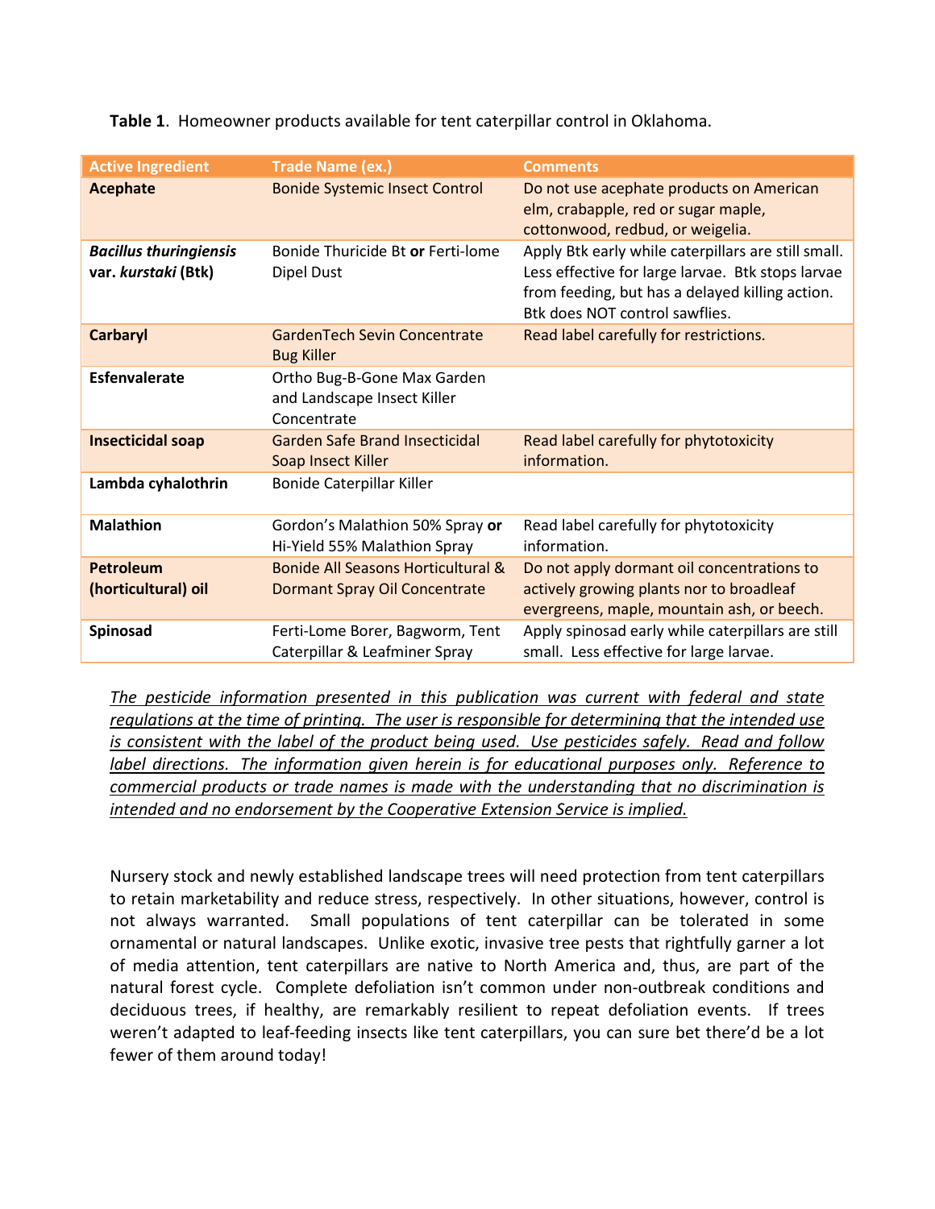**Table 1**. Homeowner products available for tent caterpillar control in Oklahoma.

| Active Ingredient | Trade Name (ex.) | Comments |
|---|---|---|
| **Acephate** | Bonide Systemic Insect Control | Do not use acephate products on American elm, crabapple, red or sugar maple, cottonwood, redbud, or weigelia. |
| ***Bacillus thuringiensis* var. *kurstaki* (Btk)** | Bonide Thuricide Bt **or** Ferti-lome Dipel Dust | Apply Btk early while caterpillars are still small. Less effective for large larvae. Btk stops larvae from feeding, but has a delayed killing action. Btk does NOT control sawflies. |
| **Carbaryl** | GardenTech Sevin Concentrate Bug Killer | Read label carefully for restrictions. |
| **Esfenvalerate** | Ortho Bug-B-Gone Max Garden and Landscape Insect Killer Concentrate | |
| **Insecticidal soap** | Garden Safe Brand Insecticidal Soap Insect Killer | Read label carefully for phytotoxicity information. |
| **Lambda cyhalothrin** | Bonide Caterpillar Killer | |
| **Malathion** | Gordon's Malathion 50% Spray **or** Hi-Yield 55% Malathion Spray | Read label carefully for phytotoxicity information. |
| **Petroleum (horticultural) oil** | Bonide All Seasons Horticultural & Dormant Spray Oil Concentrate | Do not apply dormant oil concentrations to actively growing plants nor to broadleaf evergreens, maple, mountain ash, or beech. |
| **Spinosad** | Ferti-Lome Borer, Bagworm, Tent Caterpillar & Leafminer Spray | Apply spinosad early while caterpillars are still small. Less effective for large larvae. |

*The pesticide information presented in this publication was current with federal and state regulations at the time of printing. The user is responsible for determining that the intended use is consistent with the label of the product being used. Use pesticides safely. Read and follow label directions. The information given herein is for educational purposes only. Reference to commercial products or trade names is made with the understanding that no discrimination is intended and no endorsement by the Cooperative Extension Service is implied.*

Nursery stock and newly established landscape trees will need protection from tent caterpillars to retain marketability and reduce stress, respectively. In other situations, however, control is not always warranted. Small populations of tent caterpillar can be tolerated in some ornamental or natural landscapes. Unlike exotic, invasive tree pests that rightfully garner a lot of media attention, tent caterpillars are native to North America and, thus, are part of the natural forest cycle. Complete defoliation isn't common under non-outbreak conditions and deciduous trees, if healthy, are remarkably resilient to repeat defoliation events. If trees weren't adapted to leaf-feeding insects like tent caterpillars, you can sure bet there'd be a lot fewer of them around today!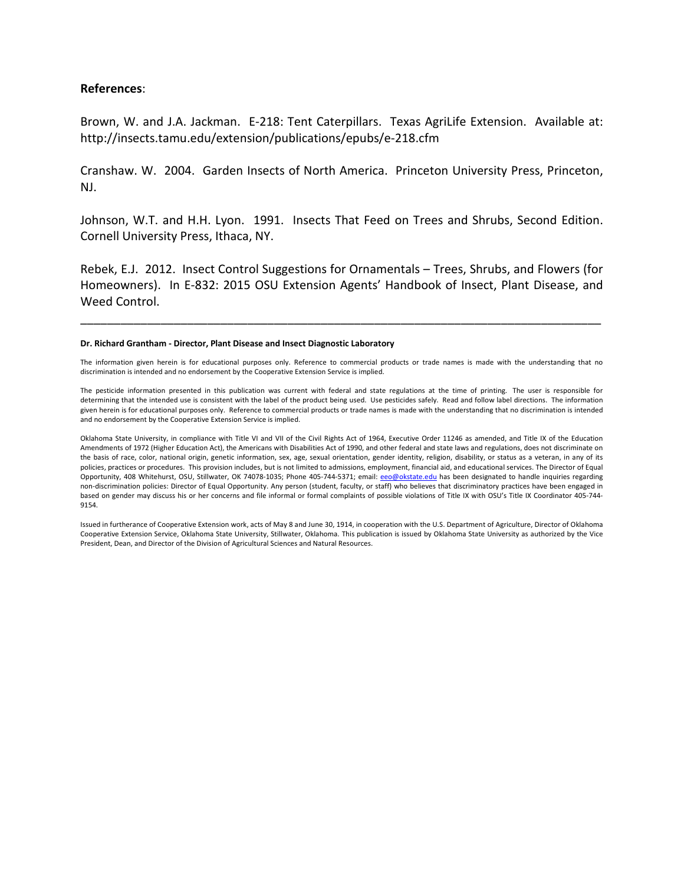**References**:

Brown, W. and J.A. Jackman. E-218: Tent Caterpillars. Texas AgriLife Extension. Available at: http://insects.tamu.edu/extension/publications/epubs/e-218.cfm

Cranshaw. W. 2004. Garden Insects of North America. Princeton University Press, Princeton, NJ.

Johnson, W.T. and H.H. Lyon. 1991. Insects That Feed on Trees and Shrubs, Second Edition. Cornell University Press, Ithaca, NY.

Rebek, E.J. 2012. Insect Control Suggestions for Ornamentals – Trees, Shrubs, and Flowers (for Homeowners). In E-832: 2015 OSU Extension Agents' Handbook of Insect, Plant Disease, and Weed Control.

---

**Dr. Richard Grantham - Director, Plant Disease and Insect Diagnostic Laboratory**

The information given herein is for educational purposes only. Reference to commercial products or trade names is made with the understanding that no discrimination is intended and no endorsement by the Cooperative Extension Service is implied.

The pesticide information presented in this publication was current with federal and state regulations at the time of printing. The user is responsible for determining that the intended use is consistent with the label of the product being used. Use pesticides safely. Read and follow label directions. The information given herein is for educational purposes only. Reference to commercial products or trade names is made with the understanding that no discrimination is intended and no endorsement by the Cooperative Extension Service is implied.

Oklahoma State University, in compliance with Title VI and VII of the Civil Rights Act of 1964, Executive Order 11246 as amended, and Title IX of the Education Amendments of 1972 (Higher Education Act), the Americans with Disabilities Act of 1990, and other federal and state laws and regulations, does not discriminate on the basis of race, color, national origin, genetic information, sex, age, sexual orientation, gender identity, religion, disability, or status as a veteran, in any of its policies, practices or procedures. This provision includes, but is not limited to admissions, employment, financial aid, and educational services. The Director of Equal Opportunity, 408 Whitehurst, OSU, Stillwater, OK 74078-1035; Phone 405-744-5371; email: eeo@okstate.edu has been designated to handle inquiries regarding non-discrimination policies: Director of Equal Opportunity. Any person (student, faculty, or staff) who believes that discriminatory practices have been engaged in based on gender may discuss his or her concerns and file informal or formal complaints of possible violations of Title IX with OSU's Title IX Coordinator 405-744-9154.

Issued in furtherance of Cooperative Extension work, acts of May 8 and June 30, 1914, in cooperation with the U.S. Department of Agriculture, Director of Oklahoma Cooperative Extension Service, Oklahoma State University, Stillwater, Oklahoma. This publication is issued by Oklahoma State University as authorized by the Vice President, Dean, and Director of the Division of Agricultural Sciences and Natural Resources.